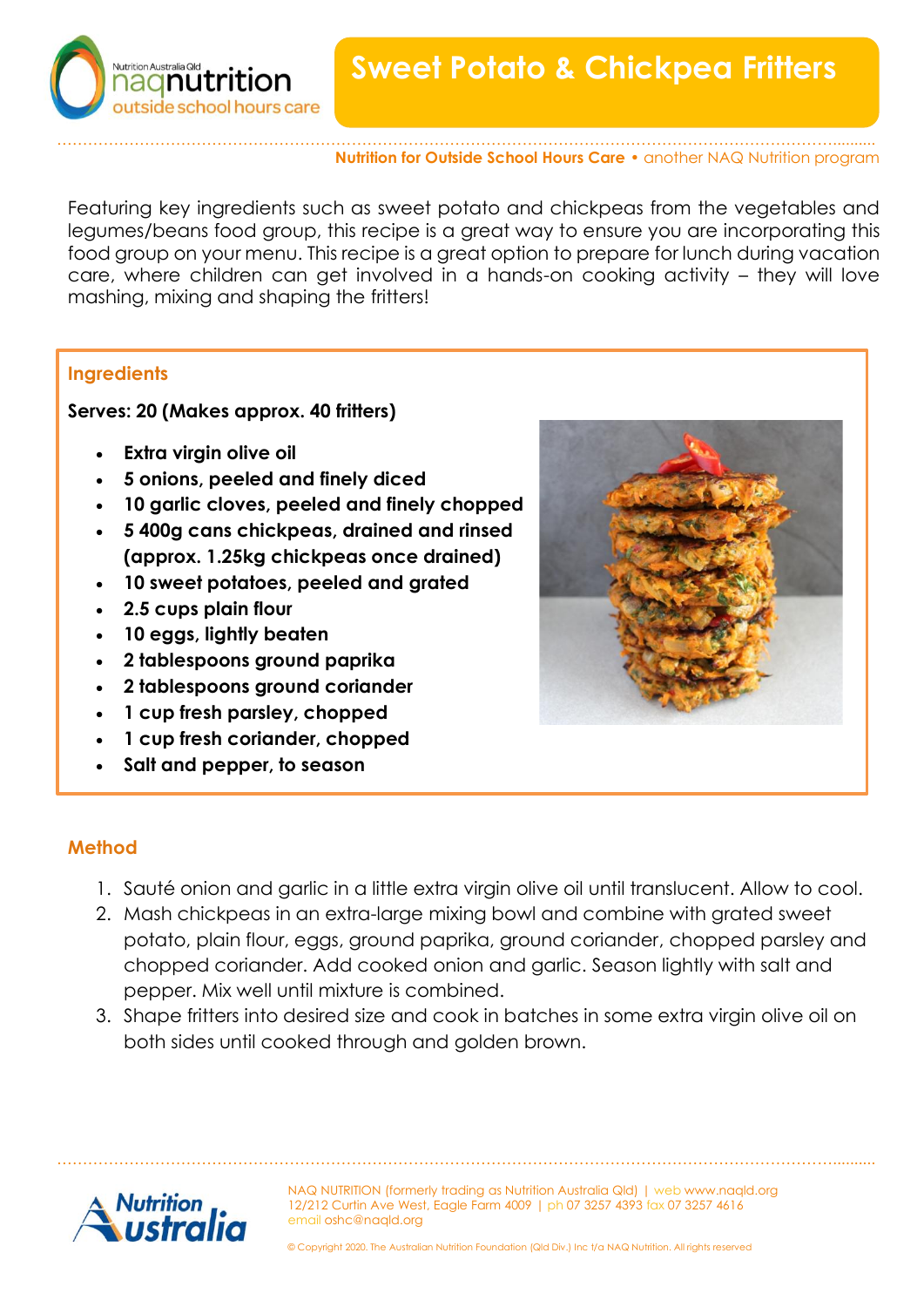# Sweet Potato & Chickpea Fritters

**Nutrition for Outside School Hours Care** • another NAQ Nutrition program

Featuring key ingredients such as sweet potato and chickpeas from the vegetables and legumes/beans food group, this recipe is a great way to ensure you are incorporating this food group on your menu. This recipe is a great option to prepare for lunch during vacation care, where children can get involved in a hands-on cooking activity – they will love mashing, mixing and shaping the fritters!

## Ingredients

**Serves: 20 (Makes approx. 40 fritters)**

- **Extra virgin olive oil**
- **5 onions, peeled and finely diced**
- **10 garlic cloves, peeled and finely chopped**
- **5 400g cans chickpeas, drained and rinsed (approx. 1.25kg chickpeas once drained)**
- **10 sweet potatoes, peeled and grated**
- **2.5 cups plain flour**
- **10 eggs, lightly beaten**
- **2 tablespoons ground paprika**
- **2 tablespoons ground coriander**
- **1 cup fresh parsley, chopped**
- **1 cup fresh coriander, chopped**
- **Salt and pepper, to season**

## Method

1. Sauté onion and garlic in a little extra virgin olive oil until translucent. Allow to cool.
2. Mash chickpeas in an extra-large mixing bowl and combine with grated sweet potato, plain flour, eggs, ground paprika, ground coriander, chopped parsley and chopped coriander. Add cooked onion and garlic. Season lightly with salt and pepper. Mix well until mixture is combined.
3. Shape fritters into desired size and cook in batches in some extra virgin olive oil on both sides until cooked through and golden brown.

NAQ NUTRITION (formerly trading as Nutrition Australia Qld) | web www.naqld.org
12/212 Curtin Ave West, Eagle Farm 4009 | ph 07 3257 4393 fax 07 3257 4616
email oshc@naqld.org

© Copyright 2020. The Australian Nutrition Foundation (Qld Div.) Inc t/a NAQ Nutrition. All rights reserved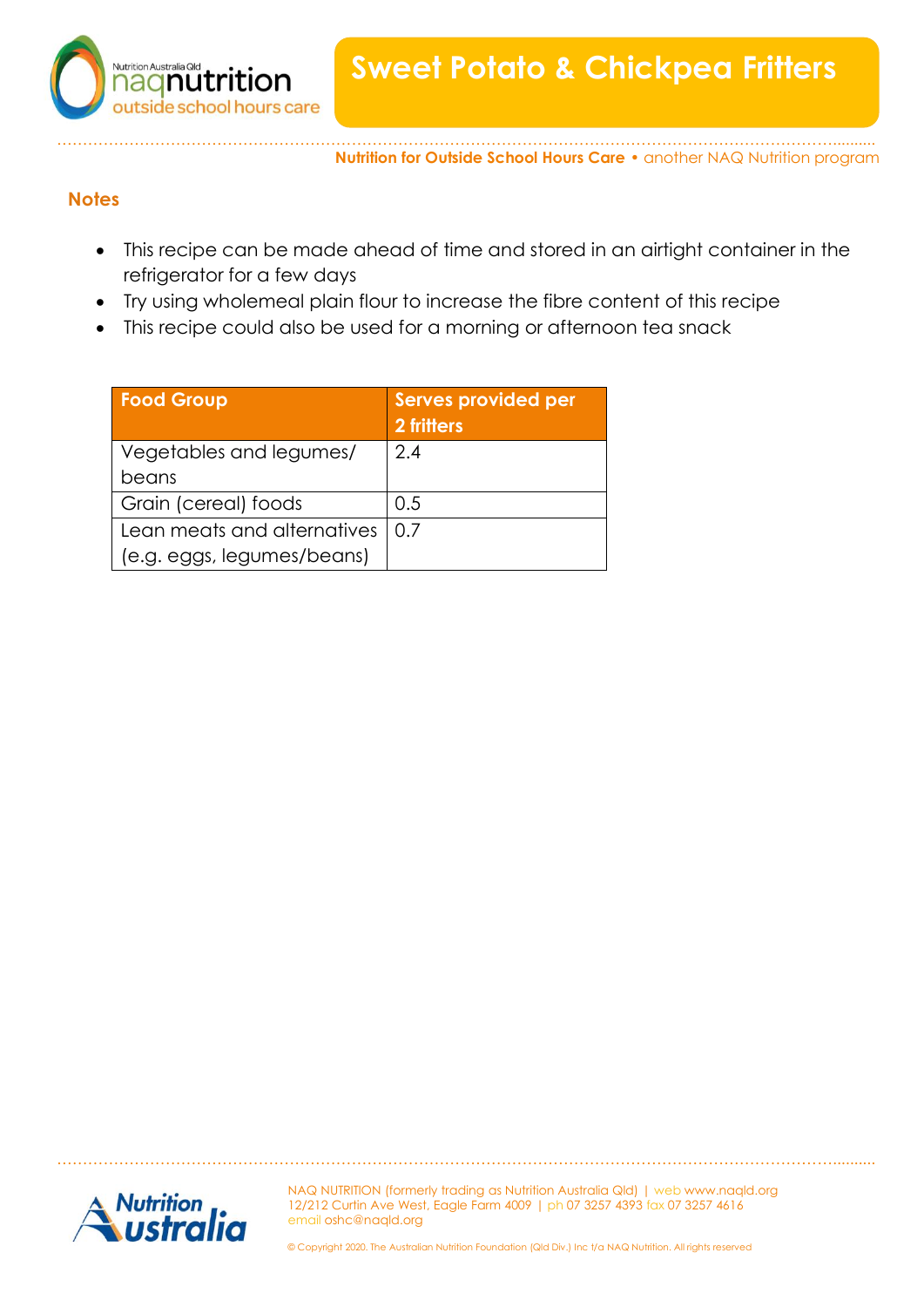## Notes

- This recipe can be made ahead of time and stored in an airtight container in the refrigerator for a few days
- Try using wholemeal plain flour to increase the fibre content of this recipe
- This recipe could also be used for a morning or afternoon tea snack

| Food Group | Serves provided per 2 fritters |
|---|---|
| Vegetables and legumes/ beans | 2.4 |
| Grain (cereal) foods | 0.5 |
| Lean meats and alternatives (e.g. eggs, legumes/beans) | 0.7 |